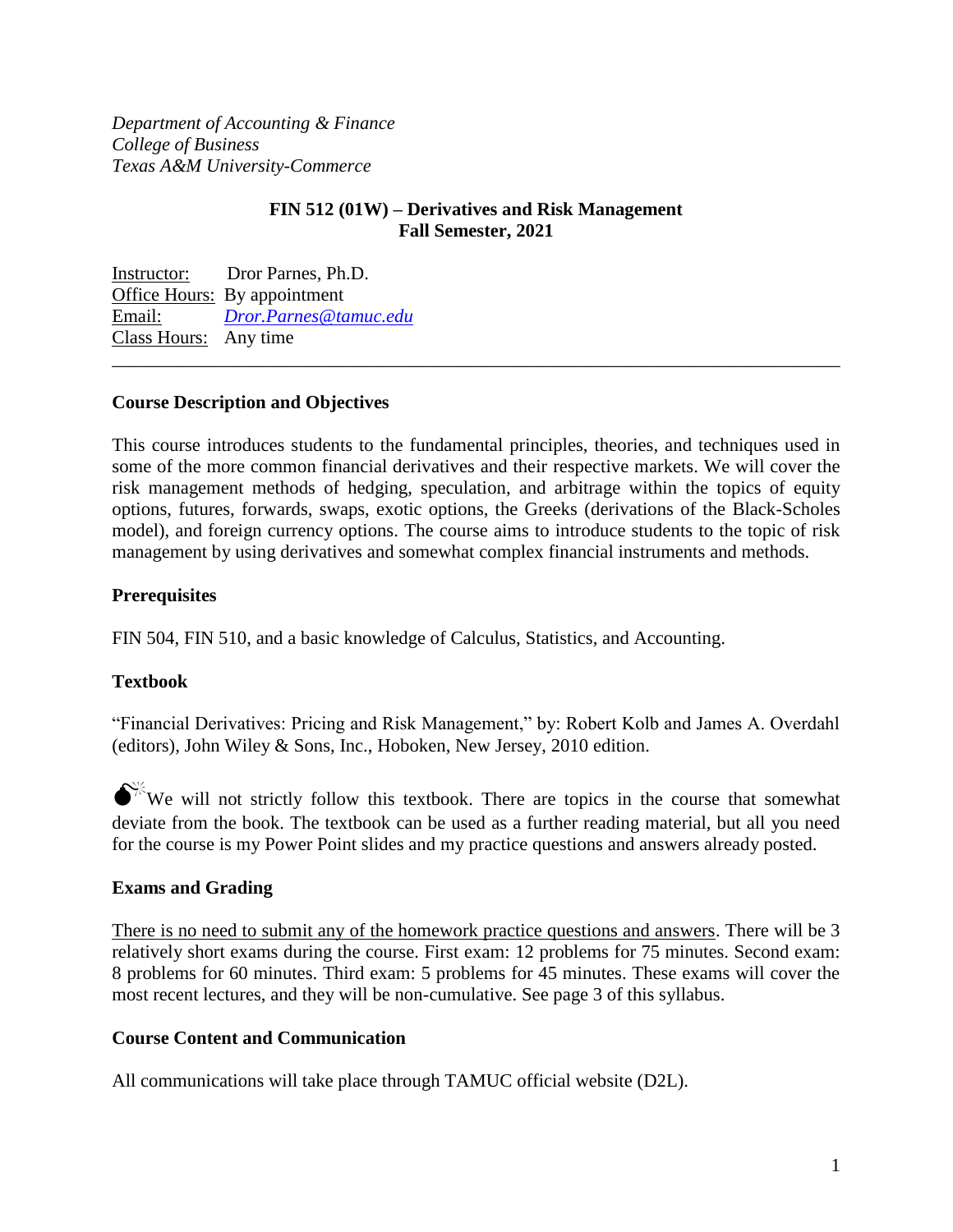*Department of Accounting & Finance*
*College of Business*
*Texas A&M University-Commerce*

**FIN 512 (01W) – Derivatives and Risk Management**
**Fall Semester, 2021**

Instructor: Dror Parnes, Ph.D.
Office Hours: By appointment
Email: *Dror.Parnes@tamuc.edu*
Class Hours: Any time

---

### Course Description and Objectives

This course introduces students to the fundamental principles, theories, and techniques used in some of the more common financial derivatives and their respective markets. We will cover the risk management methods of hedging, speculation, and arbitrage within the topics of equity options, futures, forwards, swaps, exotic options, the Greeks (derivations of the Black-Scholes model), and foreign currency options. The course aims to introduce students to the topic of risk management by using derivatives and somewhat complex financial instruments and methods.

### Prerequisites

FIN 504, FIN 510, and a basic knowledge of Calculus, Statistics, and Accounting.

### Textbook

"Financial Derivatives: Pricing and Risk Management," by: Robert Kolb and James A. Overdahl (editors), John Wiley & Sons, Inc., Hoboken, New Jersey, 2010 edition.

We will not strictly follow this textbook. There are topics in the course that somewhat deviate from the book. The textbook can be used as a further reading material, but all you need for the course is my Power Point slides and my practice questions and answers already posted.

### Exams and Grading

There is no need to submit any of the homework practice questions and answers. There will be 3 relatively short exams during the course. First exam: 12 problems for 75 minutes. Second exam: 8 problems for 60 minutes. Third exam: 5 problems for 45 minutes. These exams will cover the most recent lectures, and they will be non-cumulative. See page 3 of this syllabus.

### Course Content and Communication

All communications will take place through TAMUC official website (D2L).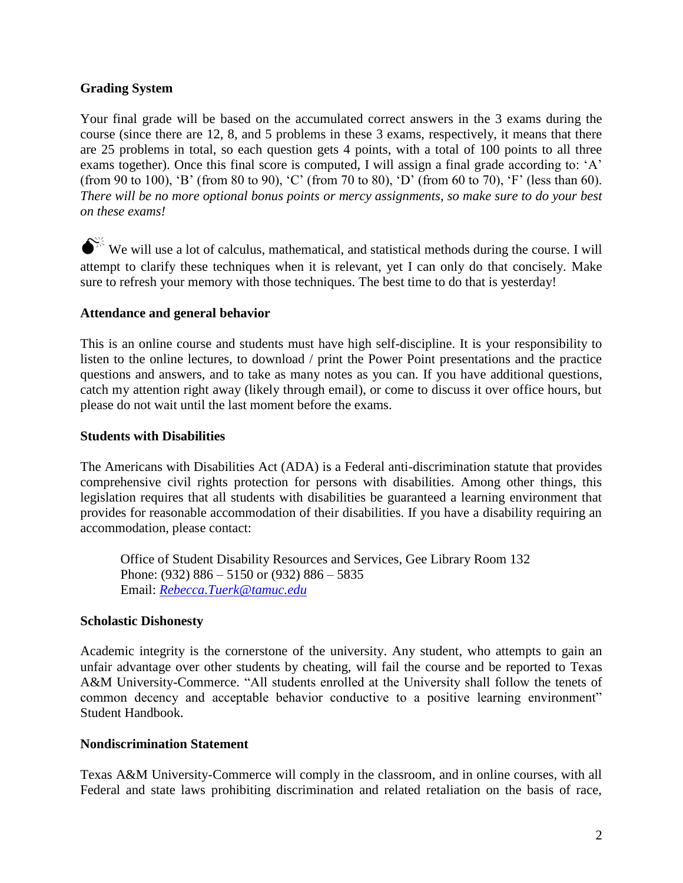**Grading System**

Your final grade will be based on the accumulated correct answers in the 3 exams during the course (since there are 12, 8, and 5 problems in these 3 exams, respectively, it means that there are 25 problems in total, so each question gets 4 points, with a total of 100 points to all three exams together). Once this final score is computed, I will assign a final grade according to: 'A' (from 90 to 100), 'B' (from 80 to 90), 'C' (from 70 to 80), 'D' (from 60 to 70), 'F' (less than 60). *There will be no more optional bonus points or mercy assignments, so make sure to do your best on these exams!*

💣 We will use a lot of calculus, mathematical, and statistical methods during the course. I will attempt to clarify these techniques when it is relevant, yet I can only do that concisely. Make sure to refresh your memory with those techniques. The best time to do that is yesterday!

**Attendance and general behavior**

This is an online course and students must have high self-discipline. It is your responsibility to listen to the online lectures, to download / print the Power Point presentations and the practice questions and answers, and to take as many notes as you can. If you have additional questions, catch my attention right away (likely through email), or come to discuss it over office hours, but please do not wait until the last moment before the exams.

**Students with Disabilities**

The Americans with Disabilities Act (ADA) is a Federal anti-discrimination statute that provides comprehensive civil rights protection for persons with disabilities. Among other things, this legislation requires that all students with disabilities be guaranteed a learning environment that provides for reasonable accommodation of their disabilities. If you have a disability requiring an accommodation, please contact:

> Office of Student Disability Resources and Services, Gee Library Room 132
> Phone: (932) 886 – 5150 or (932) 886 – 5835
> Email: *Rebecca.Tuerk@tamuc.edu*

**Scholastic Dishonesty**

Academic integrity is the cornerstone of the university. Any student, who attempts to gain an unfair advantage over other students by cheating, will fail the course and be reported to Texas A&M University-Commerce. "All students enrolled at the University shall follow the tenets of common decency and acceptable behavior conductive to a positive learning environment" Student Handbook.

**Nondiscrimination Statement**

Texas A&M University-Commerce will comply in the classroom, and in online courses, with all Federal and state laws prohibiting discrimination and related retaliation on the basis of race,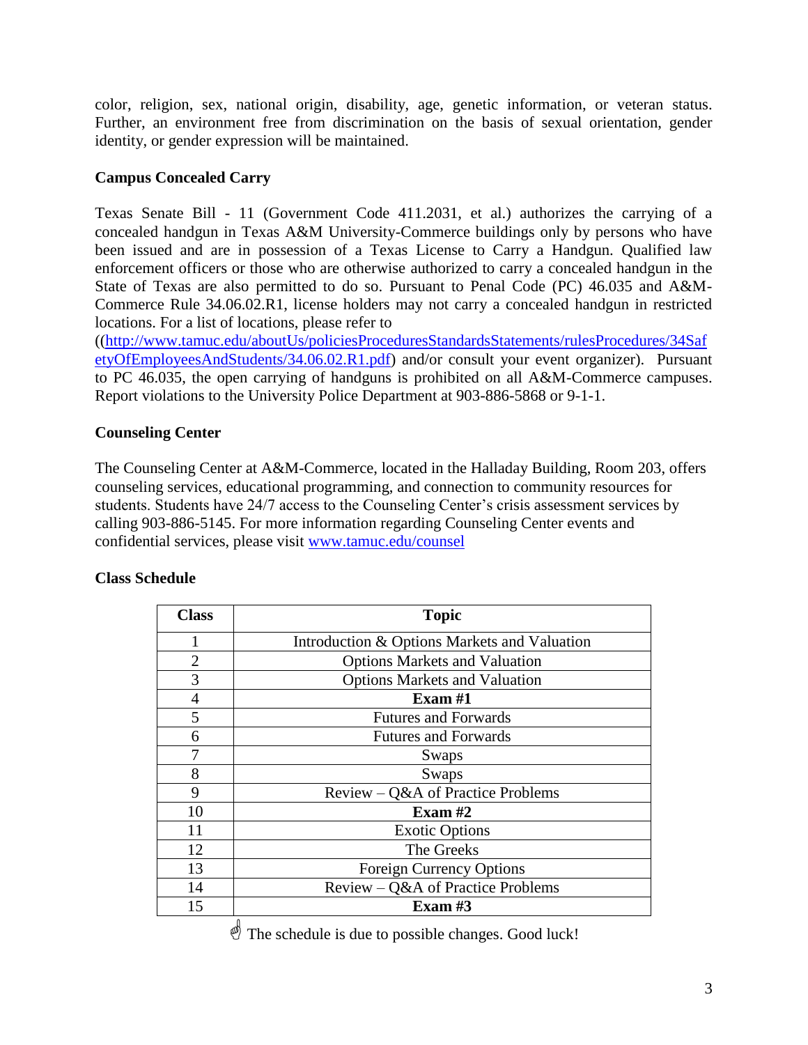color, religion, sex, national origin, disability, age, genetic information, or veteran status. Further, an environment free from discrimination on the basis of sexual orientation, gender identity, or gender expression will be maintained.

**Campus Concealed Carry**

Texas Senate Bill - 11 (Government Code 411.2031, et al.) authorizes the carrying of a concealed handgun in Texas A&M University-Commerce buildings only by persons who have been issued and are in possession of a Texas License to Carry a Handgun. Qualified law enforcement officers or those who are otherwise authorized to carry a concealed handgun in the State of Texas are also permitted to do so. Pursuant to Penal Code (PC) 46.035 and A&M-Commerce Rule 34.06.02.R1, license holders may not carry a concealed handgun in restricted locations. For a list of locations, please refer to ((http://www.tamuc.edu/aboutUs/policiesProceduresStandardsStatements/rulesProcedures/34SafetyOfEmployeesAndStudents/34.06.02.R1.pdf) and/or consult your event organizer). Pursuant to PC 46.035, the open carrying of handguns is prohibited on all A&M-Commerce campuses. Report violations to the University Police Department at 903-886-5868 or 9-1-1.

**Counseling Center**

The Counseling Center at A&M-Commerce, located in the Halladay Building, Room 203, offers counseling services, educational programming, and connection to community resources for students. Students have 24/7 access to the Counseling Center's crisis assessment services by calling 903-886-5145. For more information regarding Counseling Center events and confidential services, please visit www.tamuc.edu/counsel

**Class Schedule**

| Class | Topic |
|---|---|
| 1 | Introduction & Options Markets and Valuation |
| 2 | Options Markets and Valuation |
| 3 | Options Markets and Valuation |
| 4 | **Exam #1** |
| 5 | Futures and Forwards |
| 6 | Futures and Forwards |
| 7 | Swaps |
| 8 | Swaps |
| 9 | Review – Q&A of Practice Problems |
| 10 | **Exam #2** |
| 11 | Exotic Options |
| 12 | The Greeks |
| 13 | Foreign Currency Options |
| 14 | Review – Q&A of Practice Problems |
| 15 | **Exam #3** |

☝ The schedule is due to possible changes. Good luck!